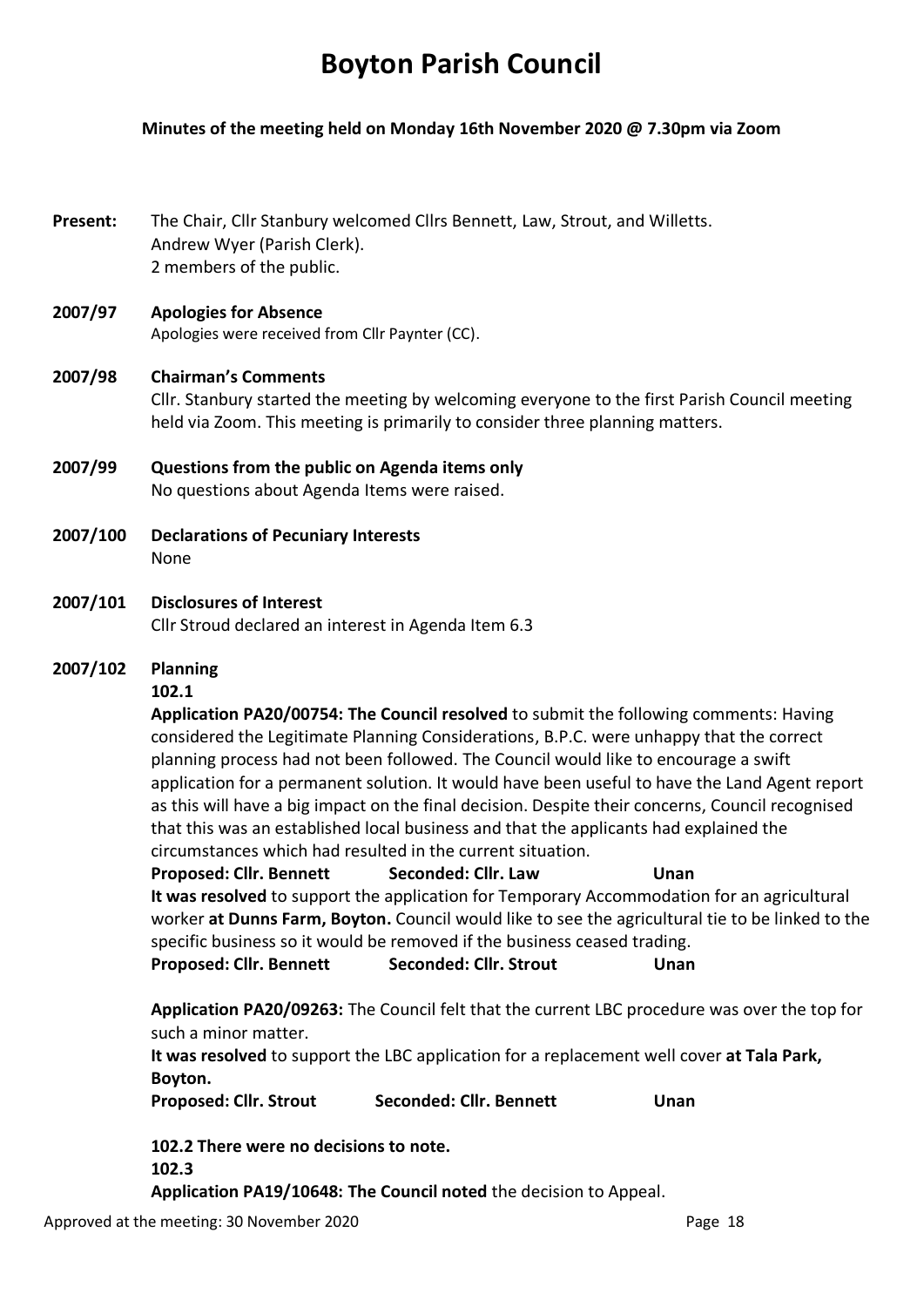# Boyton Parish Council

**Minutes of the meeting held on Monday 16th November 2020 @ 7.30pm via Zoom**

**Present:** The Chair, Cllr Stanbury welcomed Cllrs Bennett, Law, Strout, and Willetts.
Andrew Wyer (Parish Clerk).
2 members of the public.

**2007/97 Apologies for Absence**
Apologies were received from Cllr Paynter (CC).

**2007/98 Chairman's Comments**
Cllr. Stanbury started the meeting by welcoming everyone to the first Parish Council meeting held via Zoom. This meeting is primarily to consider three planning matters.

**2007/99 Questions from the public on Agenda items only**
No questions about Agenda Items were raised.

**2007/100 Declarations of Pecuniary Interests**
None

**2007/101 Disclosures of Interest**
Cllr Stroud declared an interest in Agenda Item 6.3

**2007/102 Planning**

**102.1**

**Application PA20/00754: The Council resolved** to submit the following comments: Having considered the Legitimate Planning Considerations, B.P.C. were unhappy that the correct planning process had not been followed. The Council would like to encourage a swift application for a permanent solution. It would have been useful to have the Land Agent report as this will have a big impact on the final decision. Despite their concerns, Council recognised that this was an established local business and that the applicants had explained the circumstances which had resulted in the current situation.

**Proposed: Cllr. Bennett** **Seconded: Cllr. Law** **Unan**

**It was resolved** to support the application for Temporary Accommodation for an agricultural worker **at Dunns Farm, Boyton.** Council would like to see the agricultural tie to be linked to the specific business so it would be removed if the business ceased trading.

**Proposed: Cllr. Bennett** **Seconded: Cllr. Strout** **Unan**

**Application PA20/09263:** The Council felt that the current LBC procedure was over the top for such a minor matter.

**It was resolved** to support the LBC application for a replacement well cover **at Tala Park, Boyton.**

**Proposed: Cllr. Strout** **Seconded: Cllr. Bennett** **Unan**

**102.2 There were no decisions to note.**

**102.3**

**Application PA19/10648: The Council noted** the decision to Appeal.

Approved at the meeting: 30 November 2020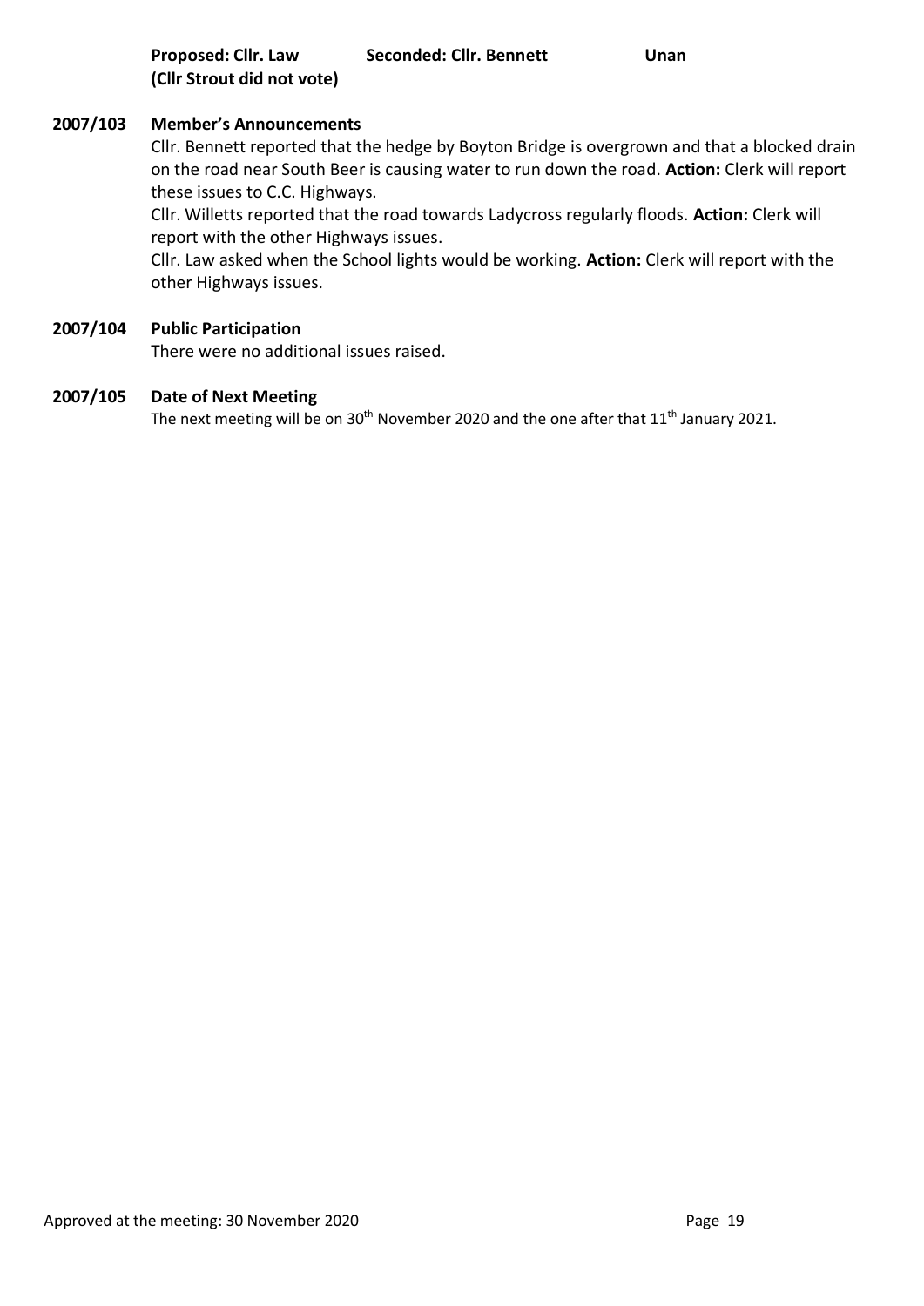**Proposed: Cllr. Law** **Seconded: Cllr. Bennett** **Unan**
**(Cllr Strout did not vote)**

**2007/103 Member's Announcements**

Cllr. Bennett reported that the hedge by Boyton Bridge is overgrown and that a blocked drain on the road near South Beer is causing water to run down the road. **Action:** Clerk will report these issues to C.C. Highways.

Cllr. Willetts reported that the road towards Ladycross regularly floods. **Action:** Clerk will report with the other Highways issues.

Cllr. Law asked when the School lights would be working. **Action:** Clerk will report with the other Highways issues.

**2007/104 Public Participation**

There were no additional issues raised.

**2007/105 Date of Next Meeting**

The next meeting will be on 30th November 2020 and the one after that 11th January 2021.

Approved at the meeting: 30 November 2020